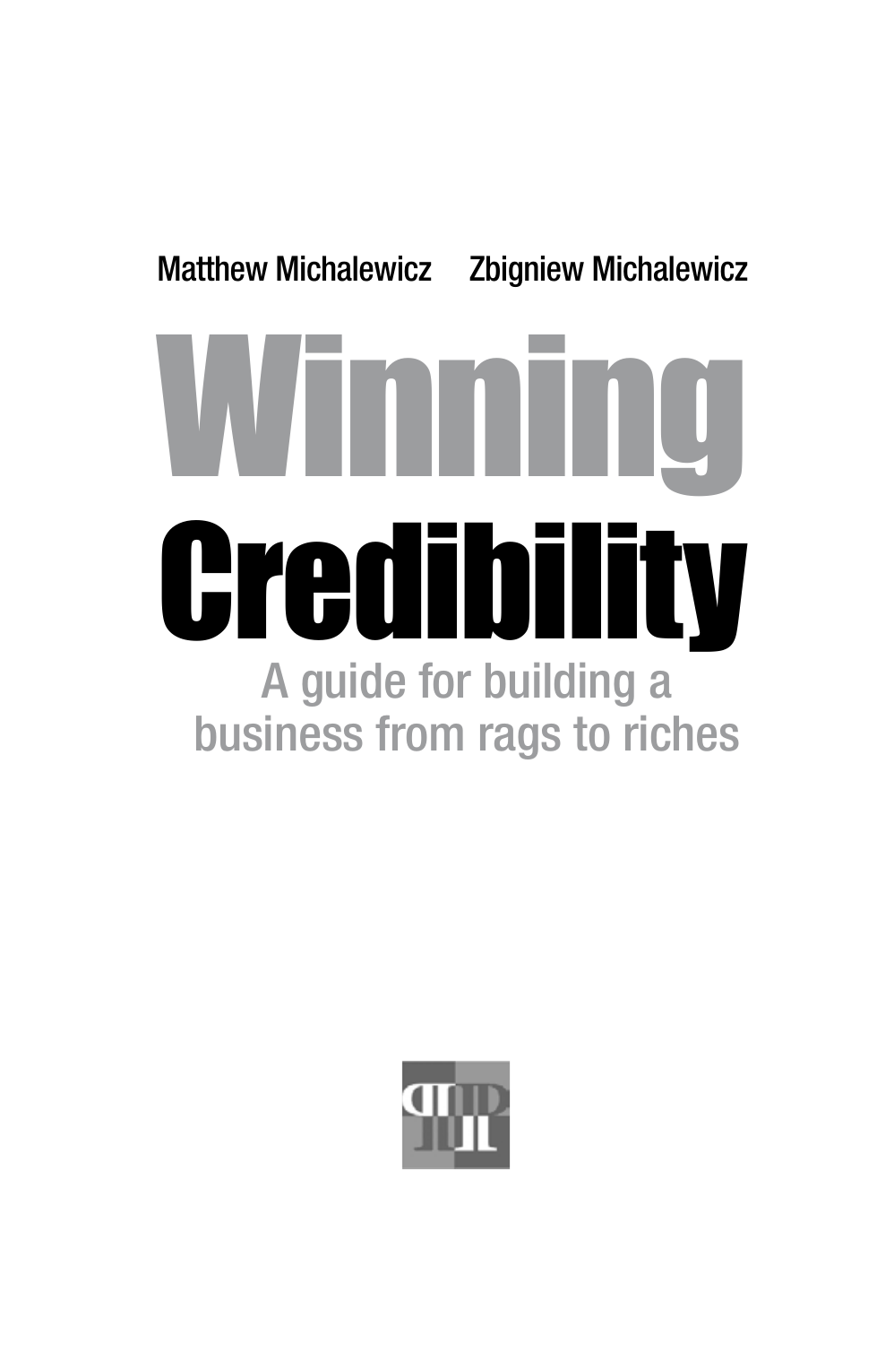Matthew Michalewicz Zbigniew Michalewicz

# Winning Credibility

## A guide for building a business from rags to riches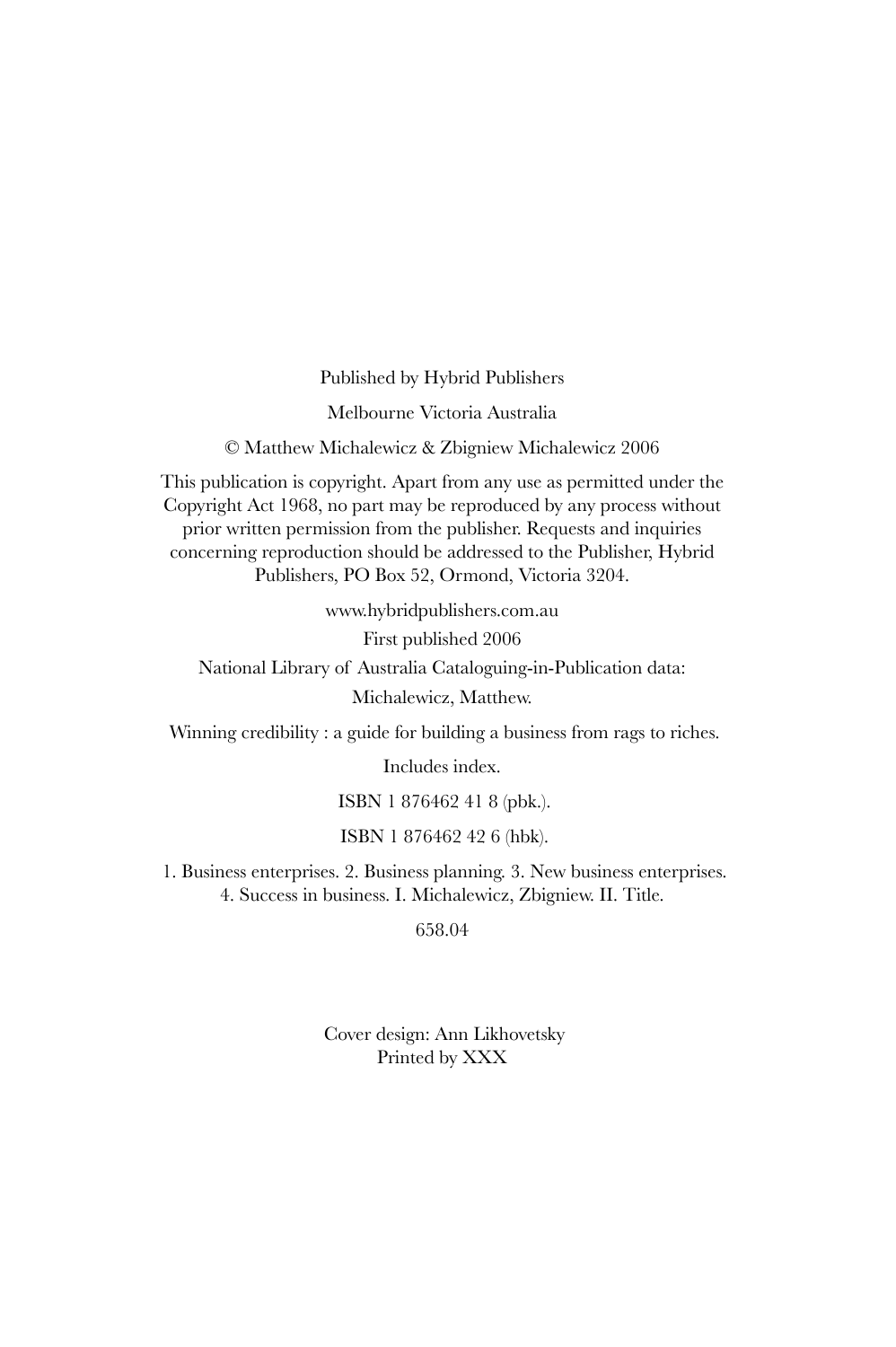Published by Hybrid Publishers

Melbourne Victoria Australia

© Matthew Michalewicz & Zbigniew Michalewicz 2006

This publication is copyright. Apart from any use as permitted under the Copyright Act 1968, no part may be reproduced by any process without prior written permission from the publisher. Requests and inquiries concerning reproduction should be addressed to the Publisher, Hybrid Publishers, PO Box 52, Ormond, Victoria 3204.

www.hybridpublishers.com.au

First published 2006

National Library of Australia Cataloguing-in-Publication data:

Michalewicz, Matthew.

Winning credibility : a guide for building a business from rags to riches.

Includes index.

ISBN 1 876462 41 8 (pbk.).

ISBN 1 876462 42 6 (hbk).

1. Business enterprises. 2. Business planning. 3. New business enterprises. 4. Success in business. I. Michalewicz, Zbigniew. II. Title.

658.04

Cover design: Ann Likhovetsky
Printed by XXX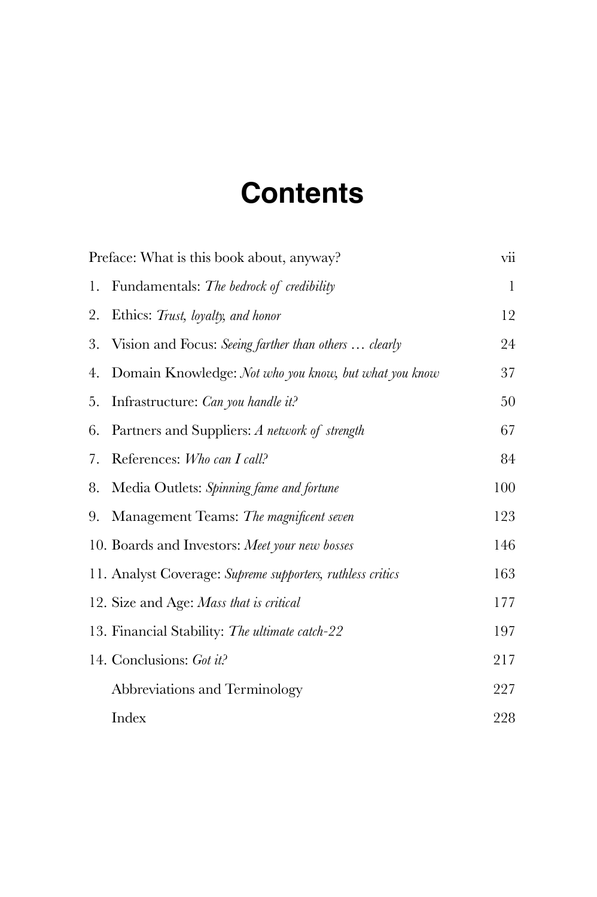# Contents

| | |
|---|---|
| Preface: What is this book about, anyway? | vii |
| 1. Fundamentals: *The bedrock of credibility* | 1 |
| 2. Ethics: *Trust, loyalty, and honor* | 12 |
| 3. Vision and Focus: *Seeing farther than others … clearly* | 24 |
| 4. Domain Knowledge: *Not who you know, but what you know* | 37 |
| 5. Infrastructure: *Can you handle it?* | 50 |
| 6. Partners and Suppliers: *A network of strength* | 67 |
| 7. References: *Who can I call?* | 84 |
| 8. Media Outlets: *Spinning fame and fortune* | 100 |
| 9. Management Teams: *The magnificent seven* | 123 |
| 10. Boards and Investors: *Meet your new bosses* | 146 |
| 11. Analyst Coverage: *Supreme supporters, ruthless critics* | 163 |
| 12. Size and Age: *Mass that is critical* | 177 |
| 13. Financial Stability: *The ultimate catch-22* | 197 |
| 14. Conclusions: *Got it?* | 217 |
| Abbreviations and Terminology | 227 |
| Index | 228 |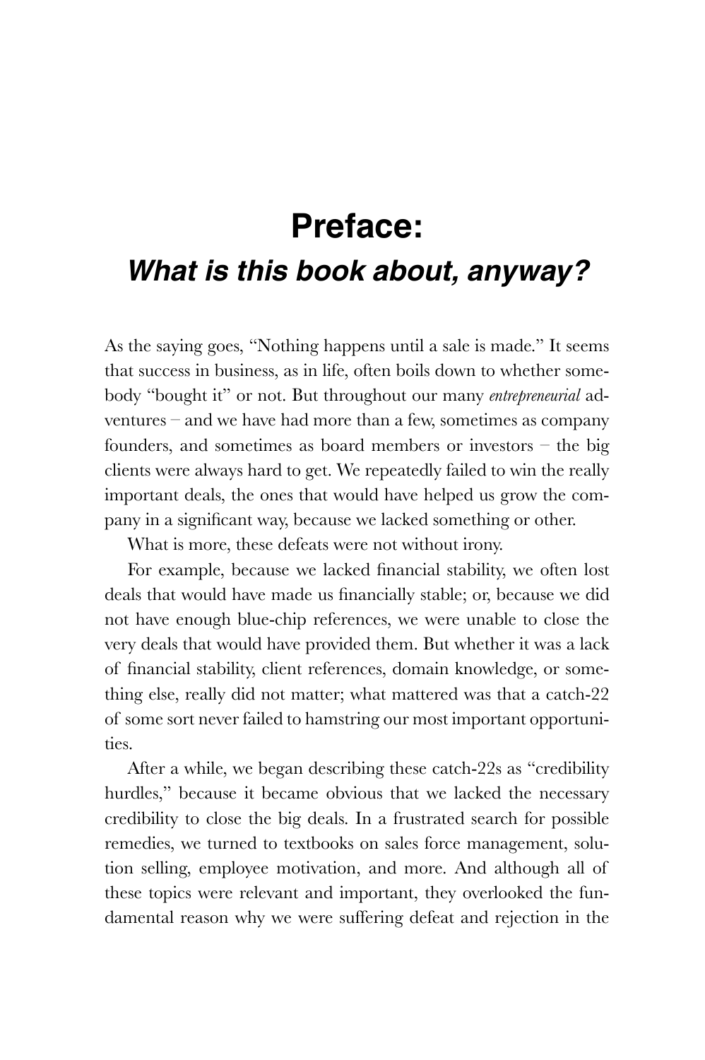# Preface:

## *What is this book about, anyway?*

As the saying goes, "Nothing happens until a sale is made." It seems that success in business, as in life, often boils down to whether somebody "bought it" or not. But throughout our many *entrepreneurial* adventures – and we have had more than a few, sometimes as company founders, and sometimes as board members or investors – the big clients were always hard to get. We repeatedly failed to win the really important deals, the ones that would have helped us grow the company in a significant way, because we lacked something or other.

What is more, these defeats were not without irony.

For example, because we lacked financial stability, we often lost deals that would have made us financially stable; or, because we did not have enough blue-chip references, we were unable to close the very deals that would have provided them. But whether it was a lack of financial stability, client references, domain knowledge, or something else, really did not matter; what mattered was that a catch-22 of some sort never failed to hamstring our most important opportunities.

After a while, we began describing these catch-22s as "credibility hurdles," because it became obvious that we lacked the necessary credibility to close the big deals. In a frustrated search for possible remedies, we turned to textbooks on sales force management, solution selling, employee motivation, and more. And although all of these topics were relevant and important, they overlooked the fundamental reason why we were suffering defeat and rejection in the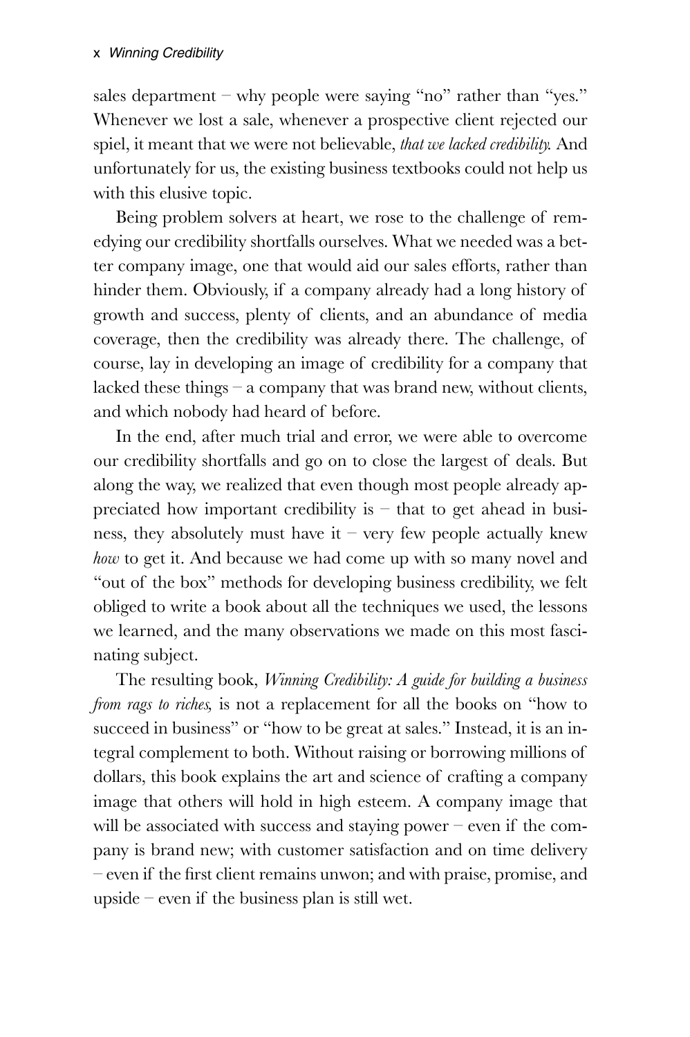sales department – why people were saying "no" rather than "yes." Whenever we lost a sale, whenever a prospective client rejected our spiel, it meant that we were not believable, *that we lacked credibility.* And unfortunately for us, the existing business textbooks could not help us with this elusive topic.

Being problem solvers at heart, we rose to the challenge of remedying our credibility shortfalls ourselves. What we needed was a better company image, one that would aid our sales efforts, rather than hinder them. Obviously, if a company already had a long history of growth and success, plenty of clients, and an abundance of media coverage, then the credibility was already there. The challenge, of course, lay in developing an image of credibility for a company that lacked these things – a company that was brand new, without clients, and which nobody had heard of before.

In the end, after much trial and error, we were able to overcome our credibility shortfalls and go on to close the largest of deals. But along the way, we realized that even though most people already appreciated how important credibility is – that to get ahead in business, they absolutely must have it – very few people actually knew *how* to get it. And because we had come up with so many novel and "out of the box" methods for developing business credibility, we felt obliged to write a book about all the techniques we used, the lessons we learned, and the many observations we made on this most fascinating subject.

The resulting book, *Winning Credibility: A guide for building a business from rags to riches,* is not a replacement for all the books on "how to succeed in business" or "how to be great at sales." Instead, it is an integral complement to both. Without raising or borrowing millions of dollars, this book explains the art and science of crafting a company image that others will hold in high esteem. A company image that will be associated with success and staying power – even if the company is brand new; with customer satisfaction and on time delivery – even if the first client remains unwon; and with praise, promise, and upside – even if the business plan is still wet.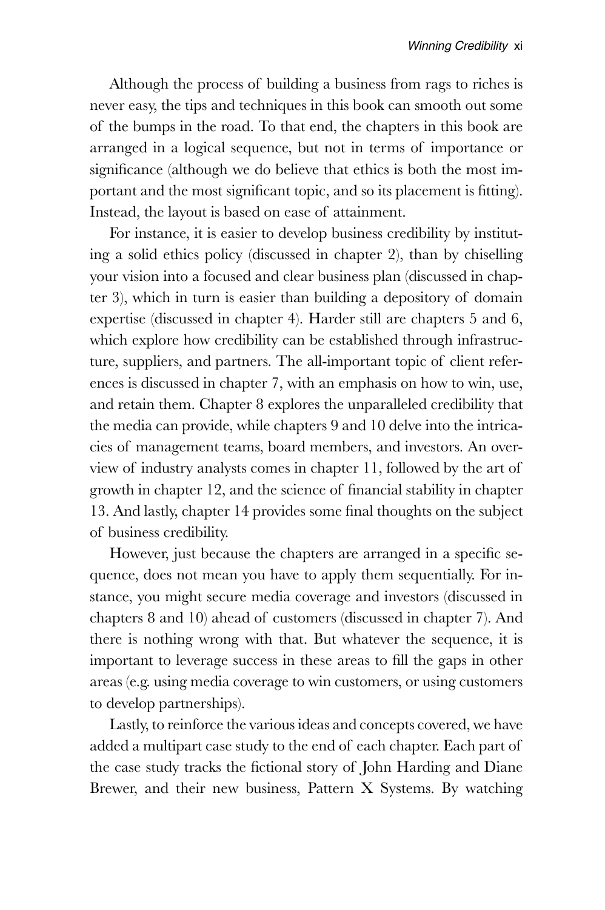Although the process of building a business from rags to riches is never easy, the tips and techniques in this book can smooth out some of the bumps in the road. To that end, the chapters in this book are arranged in a logical sequence, but not in terms of importance or significance (although we do believe that ethics is both the most important and the most significant topic, and so its placement is fitting). Instead, the layout is based on ease of attainment.

For instance, it is easier to develop business credibility by instituting a solid ethics policy (discussed in chapter 2), than by chiselling your vision into a focused and clear business plan (discussed in chapter 3), which in turn is easier than building a depository of domain expertise (discussed in chapter 4). Harder still are chapters 5 and 6, which explore how credibility can be established through infrastructure, suppliers, and partners. The all-important topic of client references is discussed in chapter 7, with an emphasis on how to win, use, and retain them. Chapter 8 explores the unparalleled credibility that the media can provide, while chapters 9 and 10 delve into the intricacies of management teams, board members, and investors. An overview of industry analysts comes in chapter 11, followed by the art of growth in chapter 12, and the science of financial stability in chapter 13. And lastly, chapter 14 provides some final thoughts on the subject of business credibility.

However, just because the chapters are arranged in a specific sequence, does not mean you have to apply them sequentially. For instance, you might secure media coverage and investors (discussed in chapters 8 and 10) ahead of customers (discussed in chapter 7). And there is nothing wrong with that. But whatever the sequence, it is important to leverage success in these areas to fill the gaps in other areas (e.g. using media coverage to win customers, or using customers to develop partnerships).

Lastly, to reinforce the various ideas and concepts covered, we have added a multipart case study to the end of each chapter. Each part of the case study tracks the fictional story of John Harding and Diane Brewer, and their new business, Pattern X Systems. By watching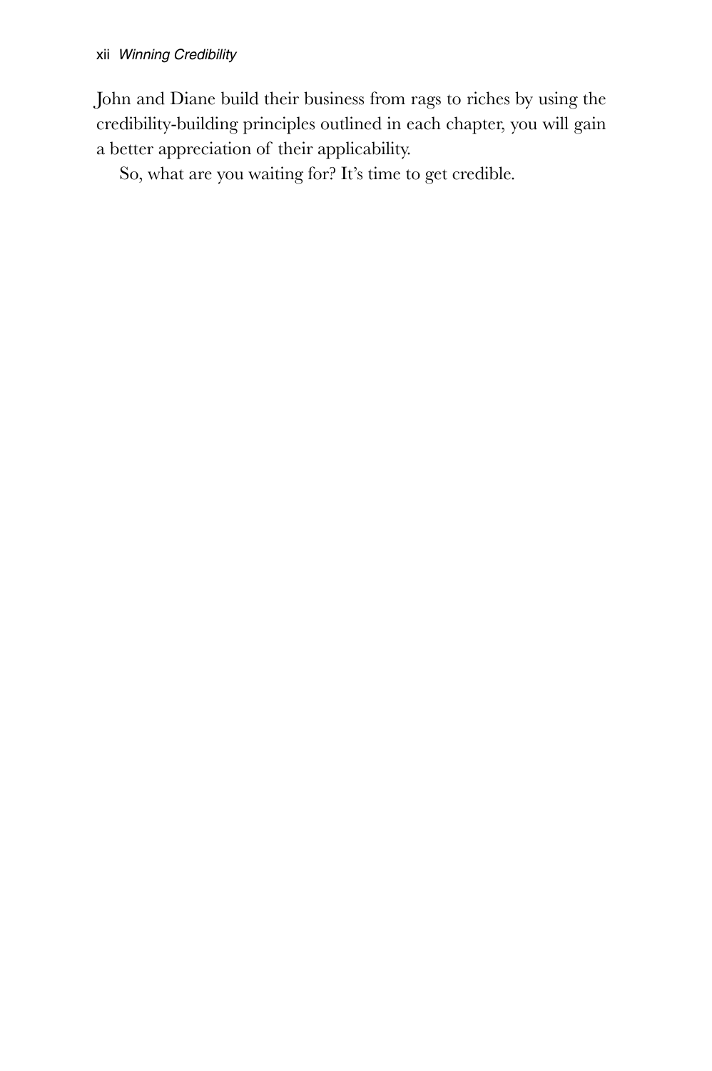John and Diane build their business from rags to riches by using the credibility-building principles outlined in each chapter, you will gain a better appreciation of their applicability.

So, what are you waiting for? It's time to get credible.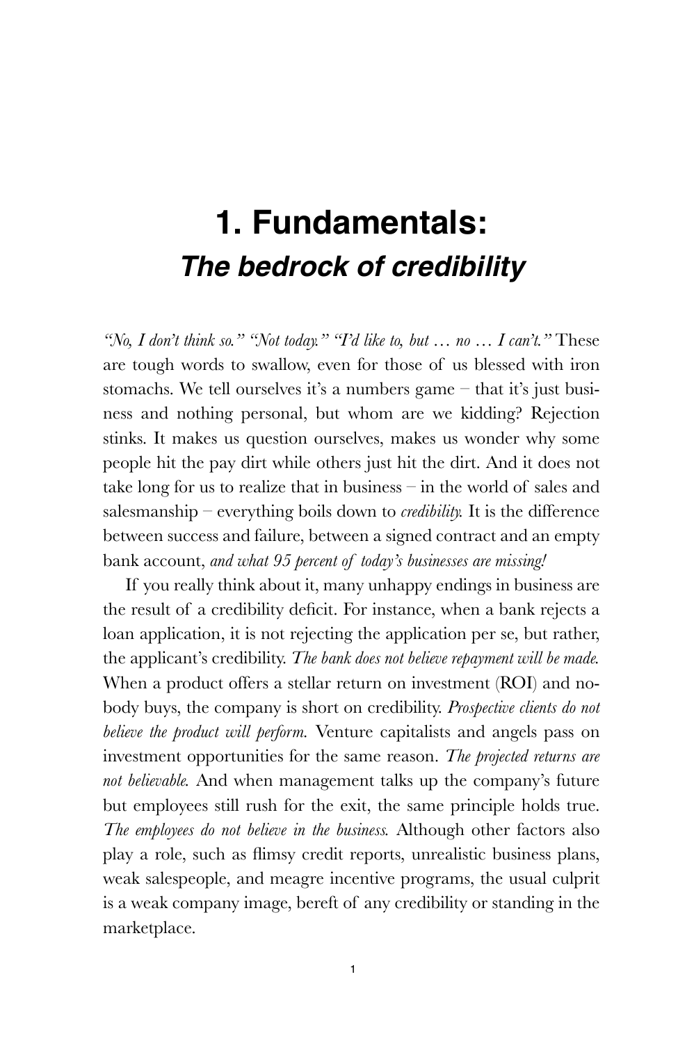# 1. Fundamentals:
## *The bedrock of credibility*

*"No, I don't think so." "Not today." "I'd like to, but … no … I can't."* These are tough words to swallow, even for those of us blessed with iron stomachs. We tell ourselves it's a numbers game – that it's just business and nothing personal, but whom are we kidding? Rejection stinks. It makes us question ourselves, makes us wonder why some people hit the pay dirt while others just hit the dirt. And it does not take long for us to realize that in business – in the world of sales and salesmanship – everything boils down to *credibility.* It is the difference between success and failure, between a signed contract and an empty bank account, *and what 95 percent of today's businesses are missing!*

If you really think about it, many unhappy endings in business are the result of a credibility deficit. For instance, when a bank rejects a loan application, it is not rejecting the application per se, but rather, the applicant's credibility. *The bank does not believe repayment will be made.* When a product offers a stellar return on investment (ROI) and nobody buys, the company is short on credibility. *Prospective clients do not believe the product will perform.* Venture capitalists and angels pass on investment opportunities for the same reason. *The projected returns are not believable.* And when management talks up the company's future but employees still rush for the exit, the same principle holds true. *The employees do not believe in the business.* Although other factors also play a role, such as flimsy credit reports, unrealistic business plans, weak salespeople, and meagre incentive programs, the usual culprit is a weak company image, bereft of any credibility or standing in the marketplace.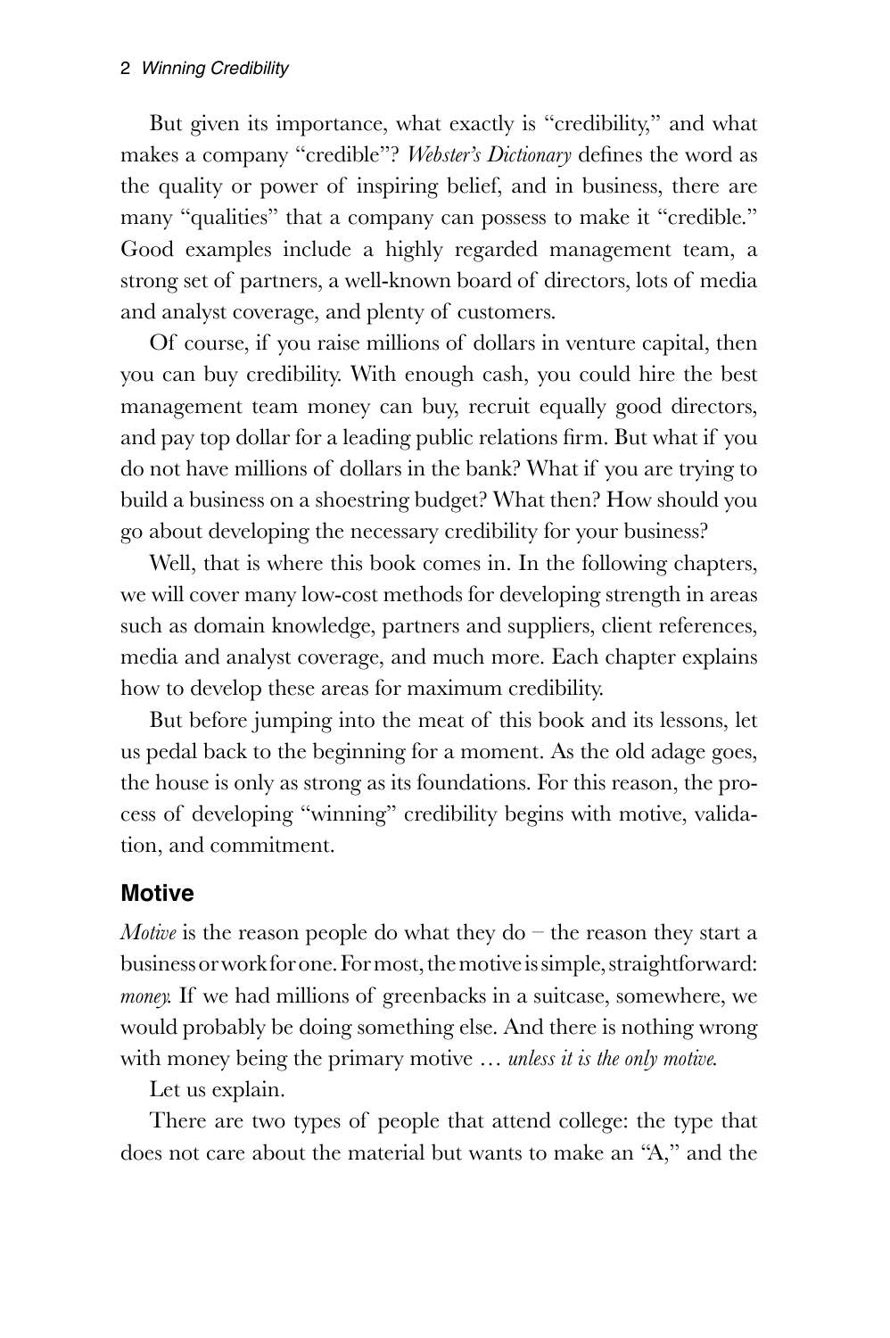But given its importance, what exactly is "credibility," and what makes a company "credible"? *Webster's Dictionary* defines the word as the quality or power of inspiring belief, and in business, there are many "qualities" that a company can possess to make it "credible." Good examples include a highly regarded management team, a strong set of partners, a well-known board of directors, lots of media and analyst coverage, and plenty of customers.

Of course, if you raise millions of dollars in venture capital, then you can buy credibility. With enough cash, you could hire the best management team money can buy, recruit equally good directors, and pay top dollar for a leading public relations firm. But what if you do not have millions of dollars in the bank? What if you are trying to build a business on a shoestring budget? What then? How should you go about developing the necessary credibility for your business?

Well, that is where this book comes in. In the following chapters, we will cover many low-cost methods for developing strength in areas such as domain knowledge, partners and suppliers, client references, media and analyst coverage, and much more. Each chapter explains how to develop these areas for maximum credibility.

But before jumping into the meat of this book and its lessons, let us pedal back to the beginning for a moment. As the old adage goes, the house is only as strong as its foundations. For this reason, the process of developing "winning" credibility begins with motive, validation, and commitment.

## Motive

*Motive* is the reason people do what they do – the reason they start a business or work for one. For most, the motive is simple, straightforward: *money.* If we had millions of greenbacks in a suitcase, somewhere, we would probably be doing something else. And there is nothing wrong with money being the primary motive … *unless it is the only motive.*

Let us explain.

There are two types of people that attend college: the type that does not care about the material but wants to make an "A," and the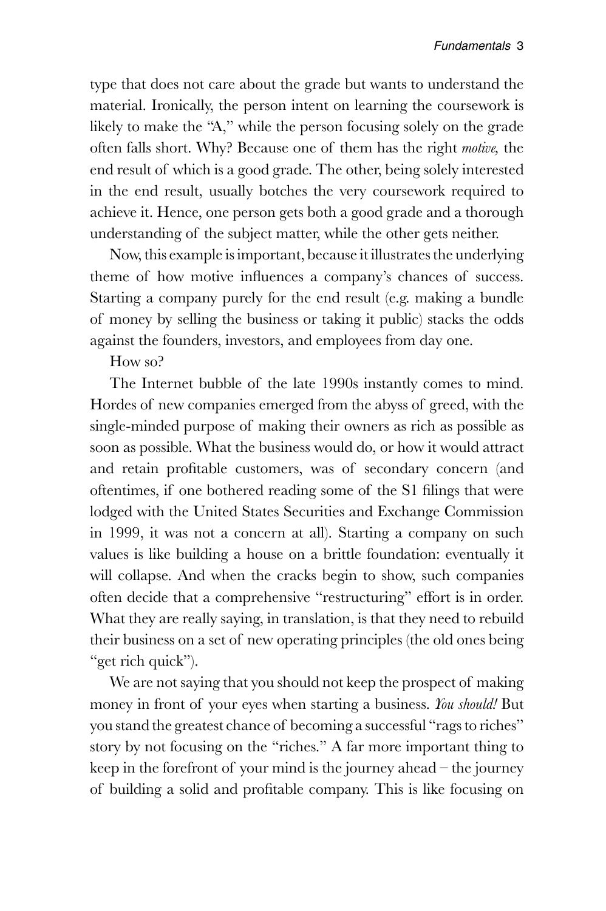type that does not care about the grade but wants to understand the material. Ironically, the person intent on learning the coursework is likely to make the "A," while the person focusing solely on the grade often falls short. Why? Because one of them has the right *motive,* the end result of which is a good grade. The other, being solely interested in the end result, usually botches the very coursework required to achieve it. Hence, one person gets both a good grade and a thorough understanding of the subject matter, while the other gets neither.

Now, this example is important, because it illustrates the underlying theme of how motive influences a company's chances of success. Starting a company purely for the end result (e.g. making a bundle of money by selling the business or taking it public) stacks the odds against the founders, investors, and employees from day one.

How so?

The Internet bubble of the late 1990s instantly comes to mind. Hordes of new companies emerged from the abyss of greed, with the single-minded purpose of making their owners as rich as possible as soon as possible. What the business would do, or how it would attract and retain profitable customers, was of secondary concern (and oftentimes, if one bothered reading some of the S1 filings that were lodged with the United States Securities and Exchange Commission in 1999, it was not a concern at all). Starting a company on such values is like building a house on a brittle foundation: eventually it will collapse. And when the cracks begin to show, such companies often decide that a comprehensive "restructuring" effort is in order. What they are really saying, in translation, is that they need to rebuild their business on a set of new operating principles (the old ones being "get rich quick").

We are not saying that you should not keep the prospect of making money in front of your eyes when starting a business. *You should!* But you stand the greatest chance of becoming a successful "rags to riches" story by not focusing on the "riches." A far more important thing to keep in the forefront of your mind is the journey ahead – the journey of building a solid and profitable company. This is like focusing on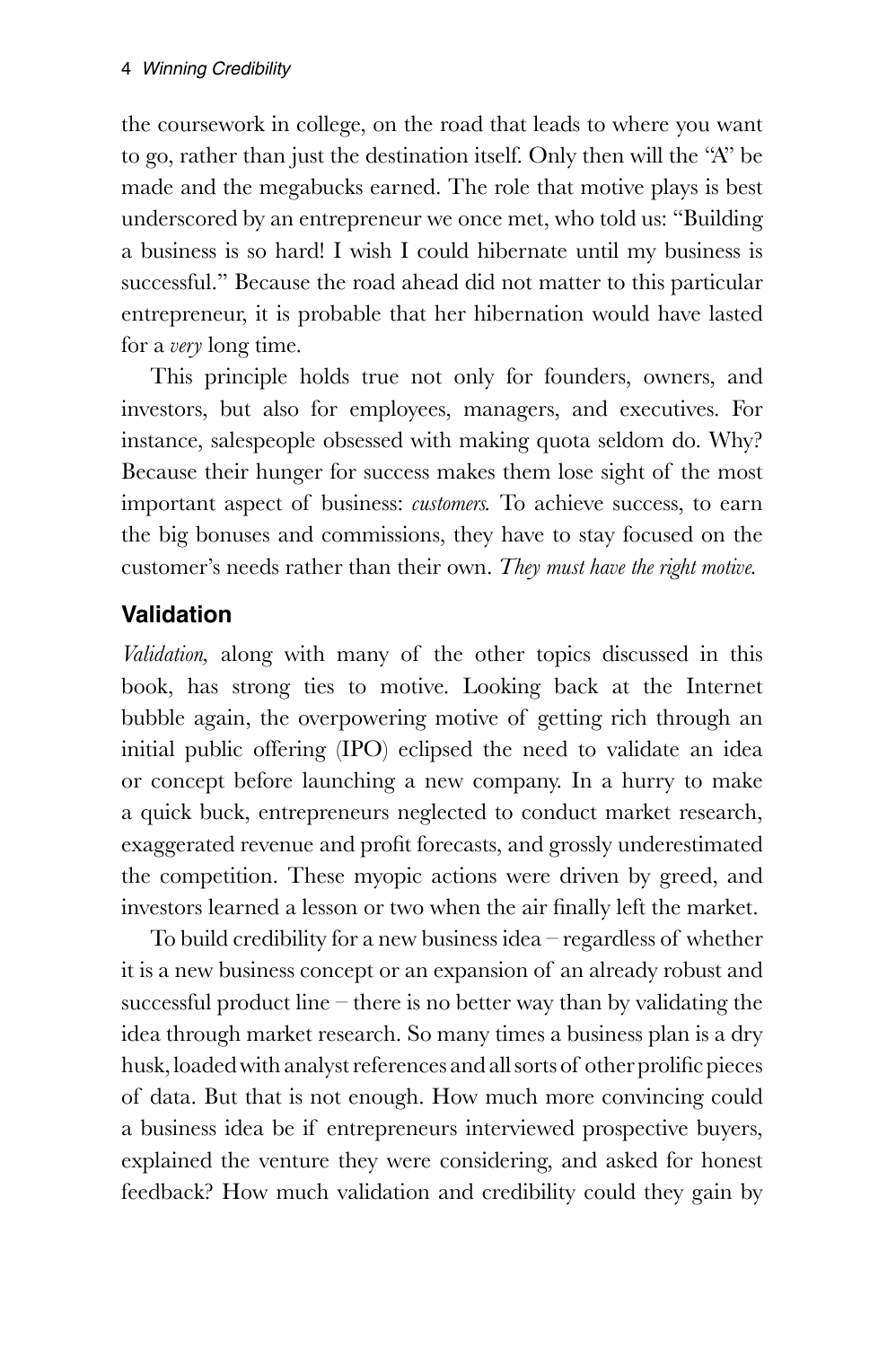the coursework in college, on the road that leads to where you want to go, rather than just the destination itself. Only then will the "A" be made and the megabucks earned. The role that motive plays is best underscored by an entrepreneur we once met, who told us: "Building a business is so hard! I wish I could hibernate until my business is successful." Because the road ahead did not matter to this particular entrepreneur, it is probable that her hibernation would have lasted for a *very* long time.

This principle holds true not only for founders, owners, and investors, but also for employees, managers, and executives. For instance, salespeople obsessed with making quota seldom do. Why? Because their hunger for success makes them lose sight of the most important aspect of business: *customers.* To achieve success, to earn the big bonuses and commissions, they have to stay focused on the customer's needs rather than their own. *They must have the right motive.*

## Validation

*Validation*, along with many of the other topics discussed in this book, has strong ties to motive. Looking back at the Internet bubble again, the overpowering motive of getting rich through an initial public offering (IPO) eclipsed the need to validate an idea or concept before launching a new company. In a hurry to make a quick buck, entrepreneurs neglected to conduct market research, exaggerated revenue and profit forecasts, and grossly underestimated the competition. These myopic actions were driven by greed, and investors learned a lesson or two when the air finally left the market.

To build credibility for a new business idea – regardless of whether it is a new business concept or an expansion of an already robust and successful product line – there is no better way than by validating the idea through market research. So many times a business plan is a dry husk, loaded with analyst references and all sorts of other prolific pieces of data. But that is not enough. How much more convincing could a business idea be if entrepreneurs interviewed prospective buyers, explained the venture they were considering, and asked for honest feedback? How much validation and credibility could they gain by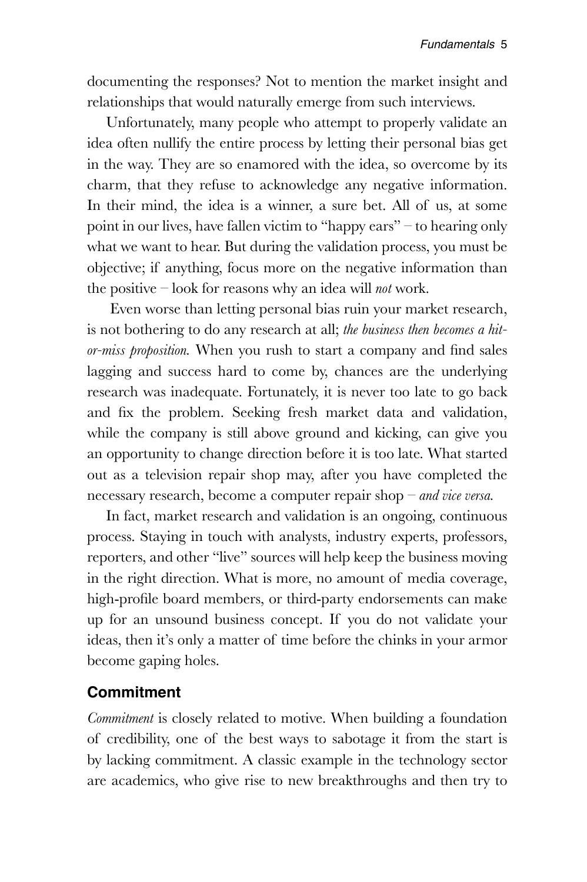documenting the responses? Not to mention the market insight and relationships that would naturally emerge from such interviews.

Unfortunately, many people who attempt to properly validate an idea often nullify the entire process by letting their personal bias get in the way. They are so enamored with the idea, so overcome by its charm, that they refuse to acknowledge any negative information. In their mind, the idea is a winner, a sure bet. All of us, at some point in our lives, have fallen victim to "happy ears" – to hearing only what we want to hear. But during the validation process, you must be objective; if anything, focus more on the negative information than the positive – look for reasons why an idea will *not* work.

Even worse than letting personal bias ruin your market research, is not bothering to do any research at all; *the business then becomes a hit-or-miss proposition.* When you rush to start a company and find sales lagging and success hard to come by, chances are the underlying research was inadequate. Fortunately, it is never too late to go back and fix the problem. Seeking fresh market data and validation, while the company is still above ground and kicking, can give you an opportunity to change direction before it is too late. What started out as a television repair shop may, after you have completed the necessary research, become a computer repair shop – *and vice versa.*

In fact, market research and validation is an ongoing, continuous process. Staying in touch with analysts, industry experts, professors, reporters, and other "live" sources will help keep the business moving in the right direction. What is more, no amount of media coverage, high-profile board members, or third-party endorsements can make up for an unsound business concept. If you do not validate your ideas, then it's only a matter of time before the chinks in your armor become gaping holes.

### Commitment

*Commitment* is closely related to motive. When building a foundation of credibility, one of the best ways to sabotage it from the start is by lacking commitment. A classic example in the technology sector are academics, who give rise to new breakthroughs and then try to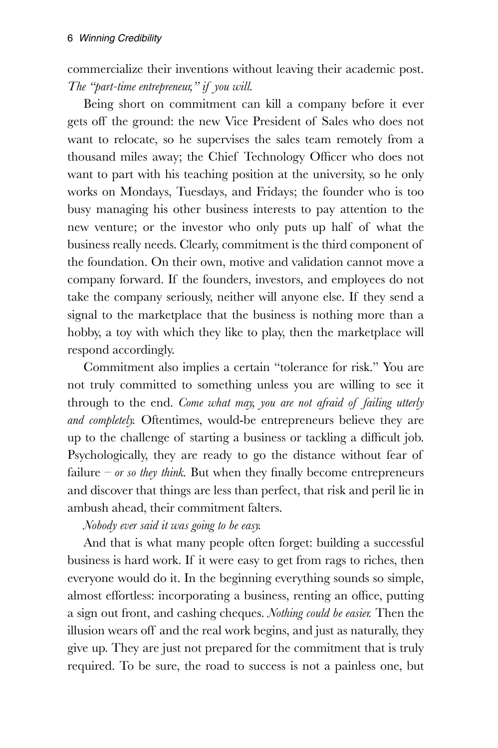commercialize their inventions without leaving their academic post. *The "part-time entrepreneur," if you will.*

Being short on commitment can kill a company before it ever gets off the ground: the new Vice President of Sales who does not want to relocate, so he supervises the sales team remotely from a thousand miles away; the Chief Technology Officer who does not want to part with his teaching position at the university, so he only works on Mondays, Tuesdays, and Fridays; the founder who is too busy managing his other business interests to pay attention to the new venture; or the investor who only puts up half of what the business really needs. Clearly, commitment is the third component of the foundation. On their own, motive and validation cannot move a company forward. If the founders, investors, and employees do not take the company seriously, neither will anyone else. If they send a signal to the marketplace that the business is nothing more than a hobby, a toy with which they like to play, then the marketplace will respond accordingly.

Commitment also implies a certain "tolerance for risk." You are not truly committed to something unless you are willing to see it through to the end. *Come what may, you are not afraid of failing utterly and completely.* Oftentimes, would-be entrepreneurs believe they are up to the challenge of starting a business or tackling a difficult job. Psychologically, they are ready to go the distance without fear of failure – *or so they think.* But when they finally become entrepreneurs and discover that things are less than perfect, that risk and peril lie in ambush ahead, their commitment falters.

*Nobody ever said it was going to be easy.*

And that is what many people often forget: building a successful business is hard work. If it were easy to get from rags to riches, then everyone would do it. In the beginning everything sounds so simple, almost effortless: incorporating a business, renting an office, putting a sign out front, and cashing cheques. *Nothing could be easier.* Then the illusion wears off and the real work begins, and just as naturally, they give up. They are just not prepared for the commitment that is truly required. To be sure, the road to success is not a painless one, but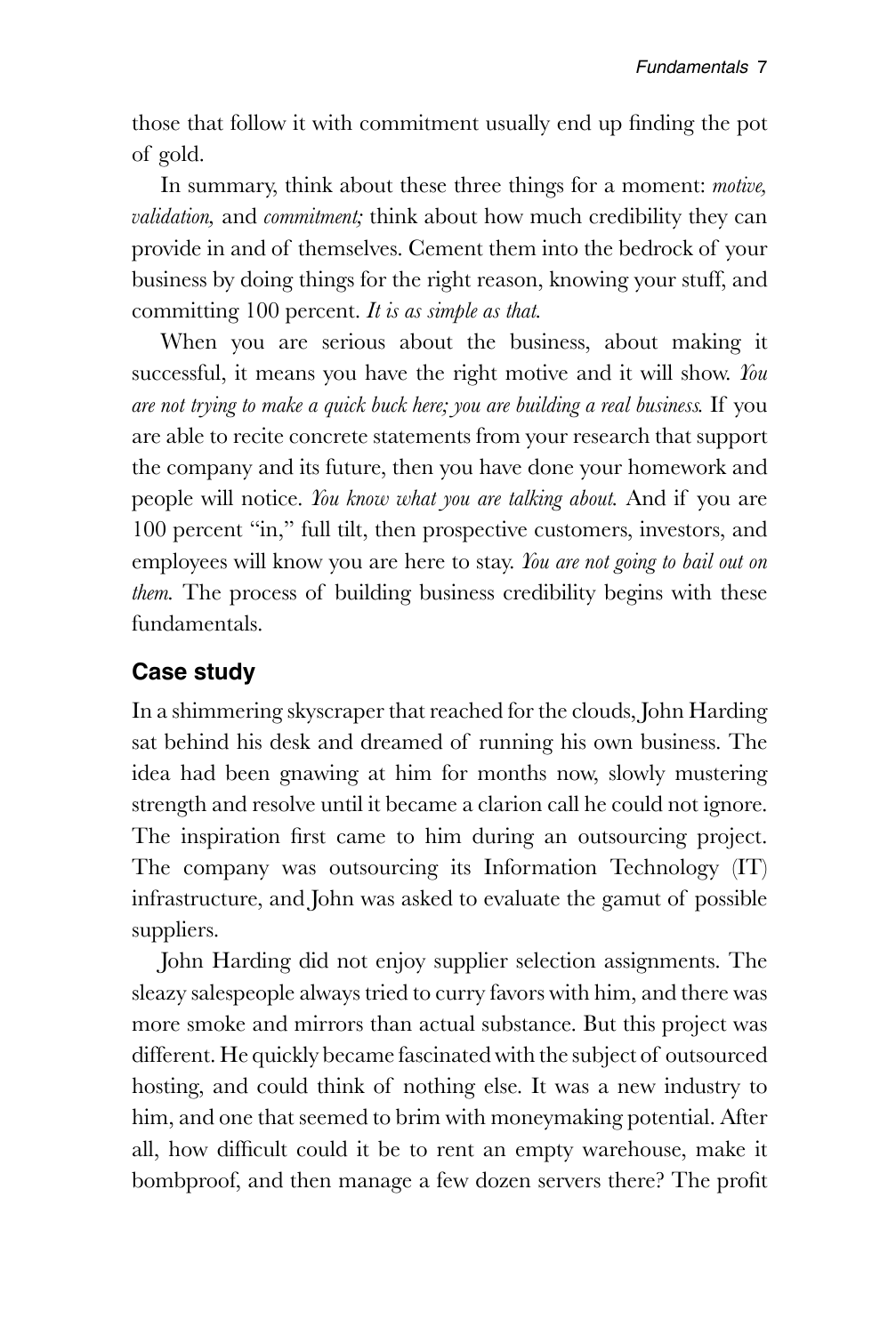those that follow it with commitment usually end up finding the pot of gold.

In summary, think about these three things for a moment: *motive, validation,* and *commitment;* think about how much credibility they can provide in and of themselves. Cement them into the bedrock of your business by doing things for the right reason, knowing your stuff, and committing 100 percent. *It is as simple as that.*

When you are serious about the business, about making it successful, it means you have the right motive and it will show. *You are not trying to make a quick buck here; you are building a real business.* If you are able to recite concrete statements from your research that support the company and its future, then you have done your homework and people will notice. *You know what you are talking about.* And if you are 100 percent "in," full tilt, then prospective customers, investors, and employees will know you are here to stay. *You are not going to bail out on them.* The process of building business credibility begins with these fundamentals.

## Case study

In a shimmering skyscraper that reached for the clouds, John Harding sat behind his desk and dreamed of running his own business. The idea had been gnawing at him for months now, slowly mustering strength and resolve until it became a clarion call he could not ignore. The inspiration first came to him during an outsourcing project. The company was outsourcing its Information Technology (IT) infrastructure, and John was asked to evaluate the gamut of possible suppliers.

John Harding did not enjoy supplier selection assignments. The sleazy salespeople always tried to curry favors with him, and there was more smoke and mirrors than actual substance. But this project was different. He quickly became fascinated with the subject of outsourced hosting, and could think of nothing else. It was a new industry to him, and one that seemed to brim with moneymaking potential. After all, how difficult could it be to rent an empty warehouse, make it bombproof, and then manage a few dozen servers there? The profit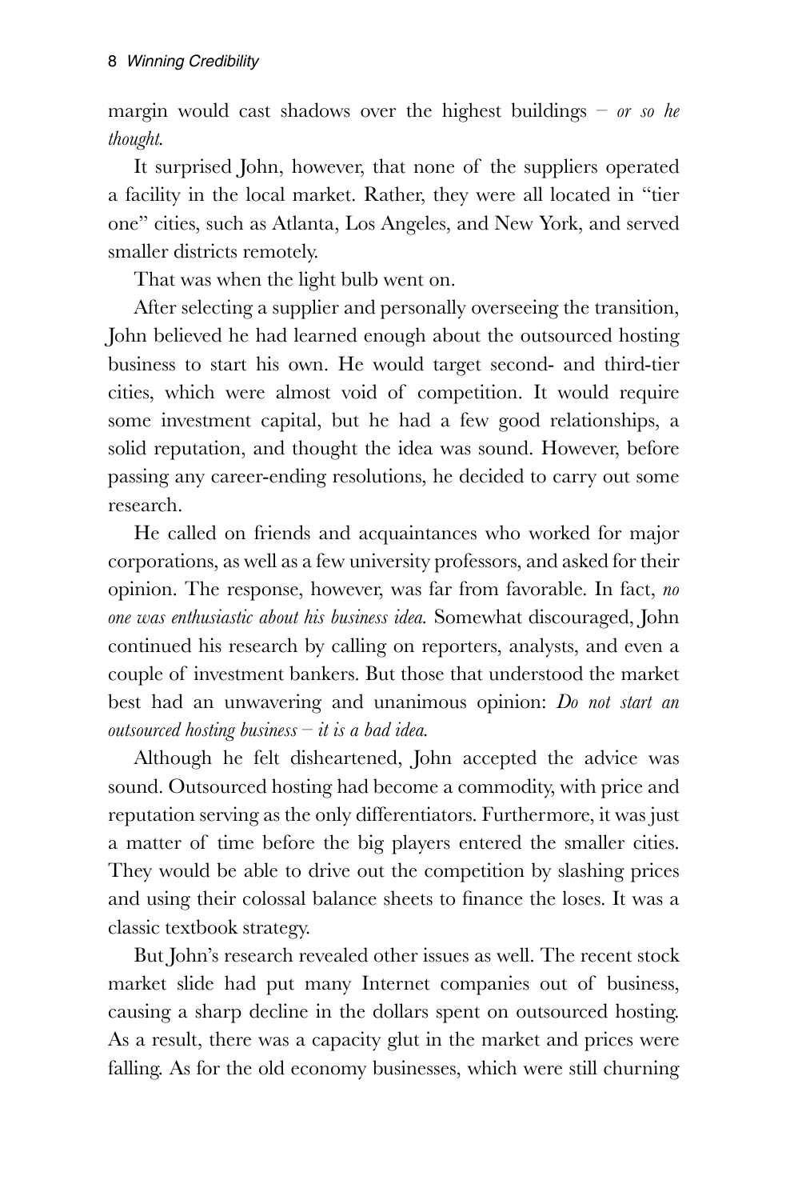margin would cast shadows over the highest buildings – *or so he thought.*

It surprised John, however, that none of the suppliers operated a facility in the local market. Rather, they were all located in "tier one" cities, such as Atlanta, Los Angeles, and New York, and served smaller districts remotely.

That was when the light bulb went on.

After selecting a supplier and personally overseeing the transition, John believed he had learned enough about the outsourced hosting business to start his own. He would target second- and third-tier cities, which were almost void of competition. It would require some investment capital, but he had a few good relationships, a solid reputation, and thought the idea was sound. However, before passing any career-ending resolutions, he decided to carry out some research.

He called on friends and acquaintances who worked for major corporations, as well as a few university professors, and asked for their opinion. The response, however, was far from favorable. In fact, *no one was enthusiastic about his business idea.* Somewhat discouraged, John continued his research by calling on reporters, analysts, and even a couple of investment bankers. But those that understood the market best had an unwavering and unanimous opinion: *Do not start an outsourced hosting business – it is a bad idea.*

Although he felt disheartened, John accepted the advice was sound. Outsourced hosting had become a commodity, with price and reputation serving as the only differentiators. Furthermore, it was just a matter of time before the big players entered the smaller cities. They would be able to drive out the competition by slashing prices and using their colossal balance sheets to finance the loses. It was a classic textbook strategy.

But John's research revealed other issues as well. The recent stock market slide had put many Internet companies out of business, causing a sharp decline in the dollars spent on outsourced hosting. As a result, there was a capacity glut in the market and prices were falling. As for the old economy businesses, which were still churning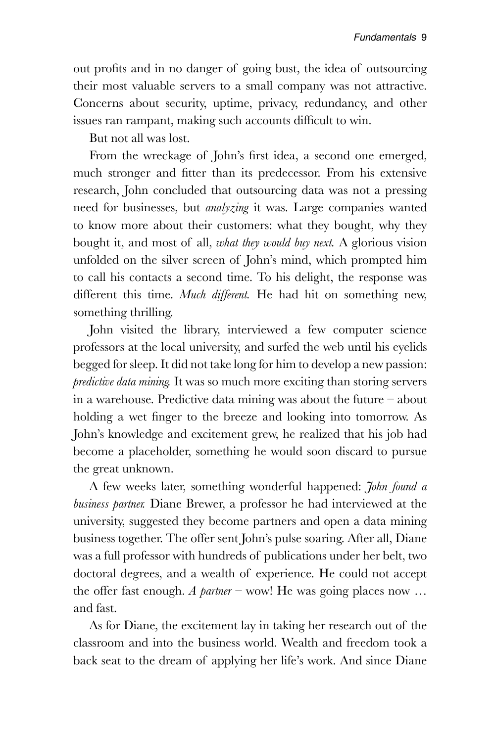out profits and in no danger of going bust, the idea of outsourcing their most valuable servers to a small company was not attractive. Concerns about security, uptime, privacy, redundancy, and other issues ran rampant, making such accounts difficult to win.

But not all was lost.

From the wreckage of John's first idea, a second one emerged, much stronger and fitter than its predecessor. From his extensive research, John concluded that outsourcing data was not a pressing need for businesses, but *analyzing* it was. Large companies wanted to know more about their customers: what they bought, why they bought it, and most of all, *what they would buy next.* A glorious vision unfolded on the silver screen of John's mind, which prompted him to call his contacts a second time. To his delight, the response was different this time. *Much different.* He had hit on something new, something thrilling.

John visited the library, interviewed a few computer science professors at the local university, and surfed the web until his eyelids begged for sleep. It did not take long for him to develop a new passion: *predictive data mining.* It was so much more exciting than storing servers in a warehouse. Predictive data mining was about the future – about holding a wet finger to the breeze and looking into tomorrow. As John's knowledge and excitement grew, he realized that his job had become a placeholder, something he would soon discard to pursue the great unknown.

A few weeks later, something wonderful happened: *John found a business partner.* Diane Brewer, a professor he had interviewed at the university, suggested they become partners and open a data mining business together. The offer sent John's pulse soaring. After all, Diane was a full professor with hundreds of publications under her belt, two doctoral degrees, and a wealth of experience. He could not accept the offer fast enough. *A partner* – wow! He was going places now … and fast.

As for Diane, the excitement lay in taking her research out of the classroom and into the business world. Wealth and freedom took a back seat to the dream of applying her life's work. And since Diane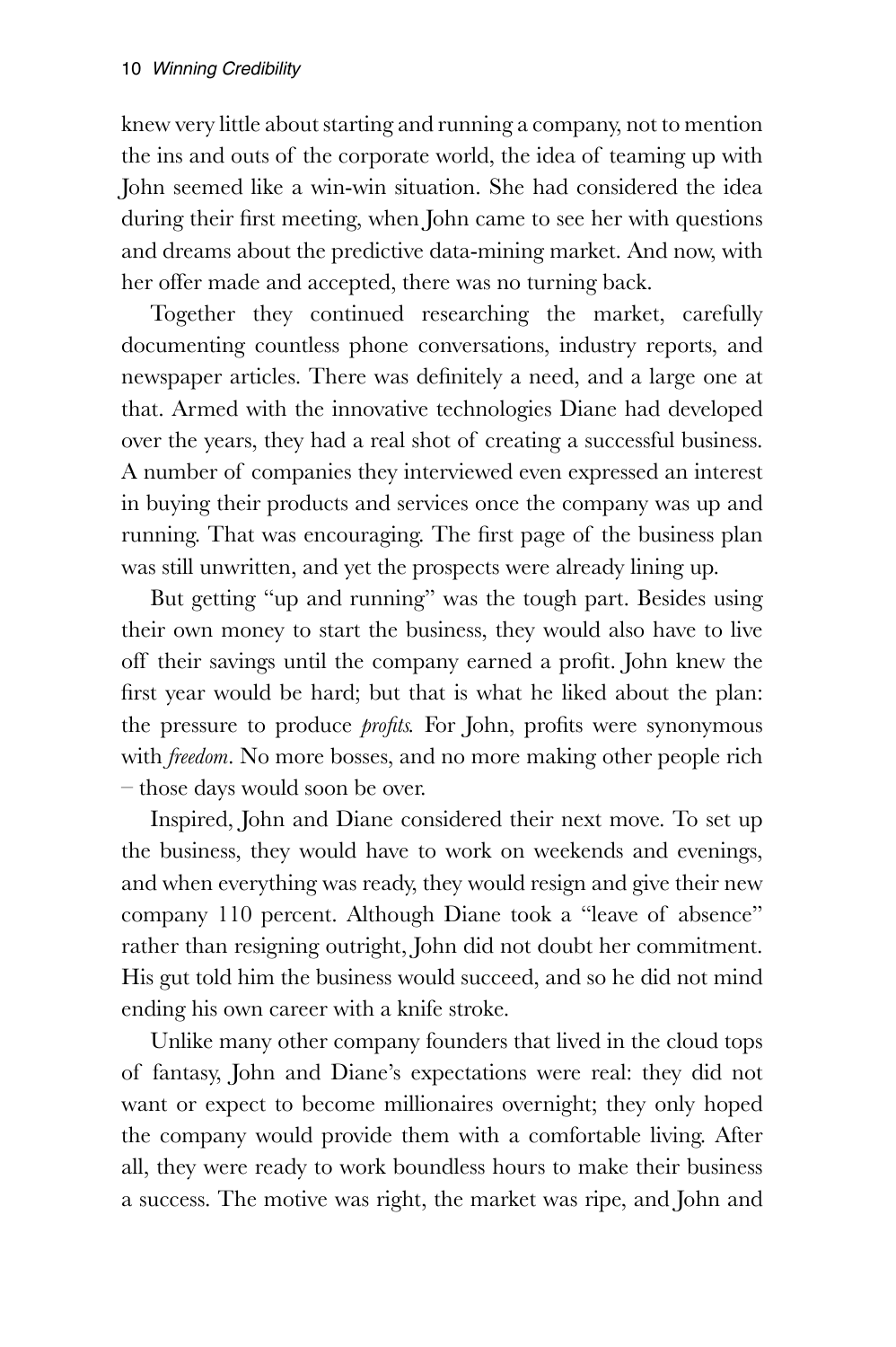knew very little about starting and running a company, not to mention the ins and outs of the corporate world, the idea of teaming up with John seemed like a win-win situation. She had considered the idea during their first meeting, when John came to see her with questions and dreams about the predictive data-mining market. And now, with her offer made and accepted, there was no turning back.

Together they continued researching the market, carefully documenting countless phone conversations, industry reports, and newspaper articles. There was definitely a need, and a large one at that. Armed with the innovative technologies Diane had developed over the years, they had a real shot of creating a successful business. A number of companies they interviewed even expressed an interest in buying their products and services once the company was up and running. That was encouraging. The first page of the business plan was still unwritten, and yet the prospects were already lining up.

But getting "up and running" was the tough part. Besides using their own money to start the business, they would also have to live off their savings until the company earned a profit. John knew the first year would be hard; but that is what he liked about the plan: the pressure to produce *profits.* For John, profits were synonymous with *freedom*. No more bosses, and no more making other people rich – those days would soon be over.

Inspired, John and Diane considered their next move. To set up the business, they would have to work on weekends and evenings, and when everything was ready, they would resign and give their new company 110 percent. Although Diane took a "leave of absence" rather than resigning outright, John did not doubt her commitment. His gut told him the business would succeed, and so he did not mind ending his own career with a knife stroke.

Unlike many other company founders that lived in the cloud tops of fantasy, John and Diane's expectations were real: they did not want or expect to become millionaires overnight; they only hoped the company would provide them with a comfortable living. After all, they were ready to work boundless hours to make their business a success. The motive was right, the market was ripe, and John and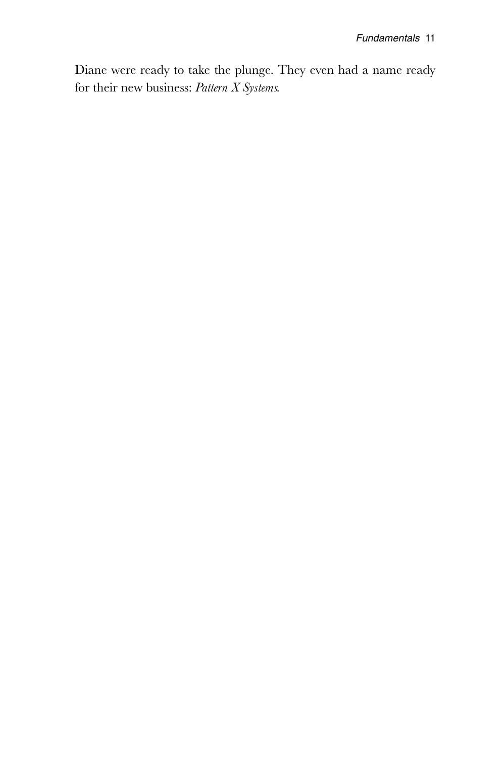Diane were ready to take the plunge. They even had a name ready for their new business: *Pattern X Systems.*